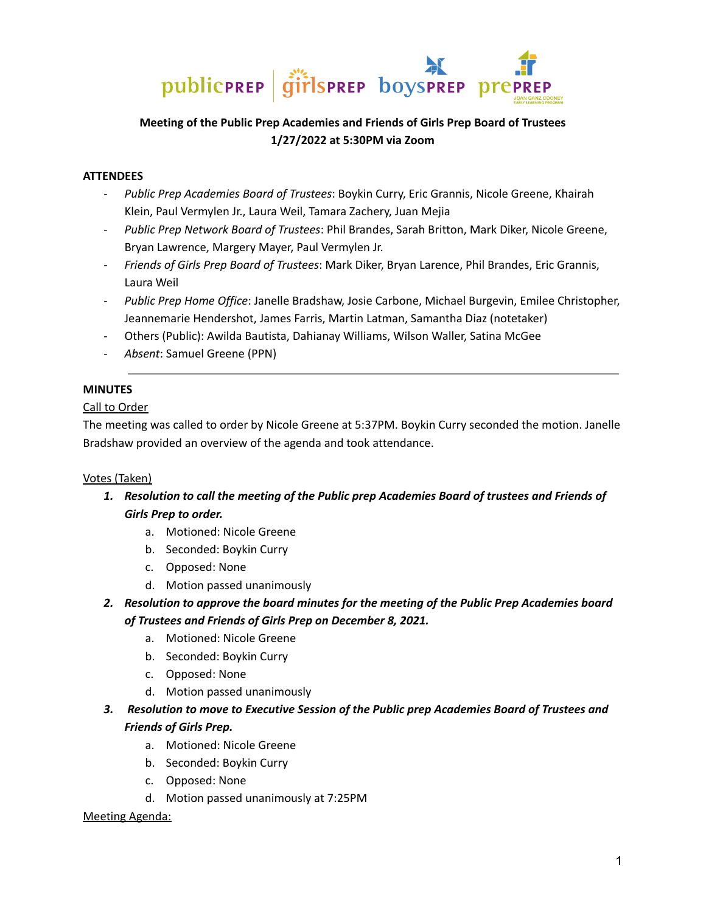# Meeting of the Public Prep Academies and Friends of Girls Prep Board of Trustees
## 1/27/2022 at 5:30PM via Zoom

**ATTENDEES**

- *Public Prep Academies Board of Trustees*: Boykin Curry, Eric Grannis, Nicole Greene, Khairah Klein, Paul Vermylen Jr., Laura Weil, Tamara Zachery, Juan Mejia
- *Public Prep Network Board of Trustees*: Phil Brandes, Sarah Britton, Mark Diker, Nicole Greene, Bryan Lawrence, Margery Mayer, Paul Vermylen Jr.
- *Friends of Girls Prep Board of Trustees*: Mark Diker, Bryan Larence, Phil Brandes, Eric Grannis, Laura Weil
- *Public Prep Home Office*: Janelle Bradshaw, Josie Carbone, Michael Burgevin, Emilee Christopher, Jeannemarie Hendershot, James Farris, Martin Latman, Samantha Diaz (notetaker)
- Others (Public): Awilda Bautista, Dahianay Williams, Wilson Waller, Satina McGee
- *Absent*: Samuel Greene (PPN)

---

**MINUTES**

Call to Order

The meeting was called to order by Nicole Greene at 5:37PM. Boykin Curry seconded the motion. Janelle Bradshaw provided an overview of the agenda and took attendance.

Votes (Taken)

1. ***Resolution to call the meeting of the Public prep Academies Board of trustees and Friends of Girls Prep to order.***
   a. Motioned: Nicole Greene
   b. Seconded: Boykin Curry
   c. Opposed: None
   d. Motion passed unanimously
2. ***Resolution to approve the board minutes for the meeting of the Public Prep Academies board of Trustees and Friends of Girls Prep on December 8, 2021.***
   a. Motioned: Nicole Greene
   b. Seconded: Boykin Curry
   c. Opposed: None
   d. Motion passed unanimously
3. ***Resolution to move to Executive Session of the Public prep Academies Board of Trustees and Friends of Girls Prep.***
   a. Motioned: Nicole Greene
   b. Seconded: Boykin Curry
   c. Opposed: None
   d. Motion passed unanimously at 7:25PM

Meeting Agenda: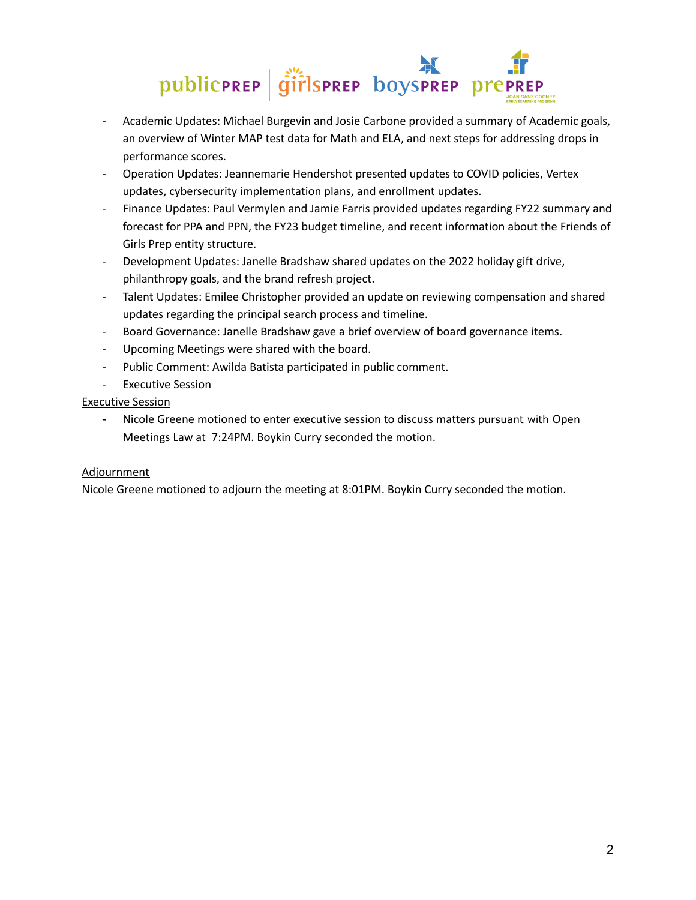- Academic Updates: Michael Burgevin and Josie Carbone provided a summary of Academic goals, an overview of Winter MAP test data for Math and ELA, and next steps for addressing drops in performance scores.
- Operation Updates: Jeannemarie Hendershot presented updates to COVID policies, Vertex updates, cybersecurity implementation plans, and enrollment updates.
- Finance Updates: Paul Vermylen and Jamie Farris provided updates regarding FY22 summary and forecast for PPA and PPN, the FY23 budget timeline, and recent information about the Friends of Girls Prep entity structure.
- Development Updates: Janelle Bradshaw shared updates on the 2022 holiday gift drive, philanthropy goals, and the brand refresh project.
- Talent Updates: Emilee Christopher provided an update on reviewing compensation and shared updates regarding the principal search process and timeline.
- Board Governance: Janelle Bradshaw gave a brief overview of board governance items.
- Upcoming Meetings were shared with the board.
- Public Comment: Awilda Batista participated in public comment.
- Executive Session

Executive Session

- Nicole Greene motioned to enter executive session to discuss matters pursuant with Open Meetings Law at 7:24PM. Boykin Curry seconded the motion.

Adjournment

Nicole Greene motioned to adjourn the meeting at 8:01PM. Boykin Curry seconded the motion.